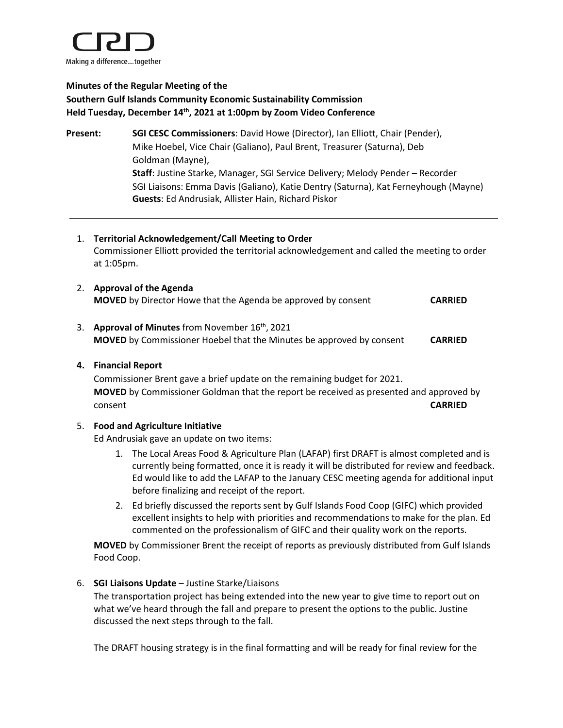CRD

Making a difference...together

**Minutes of the Regular Meeting of the**
**Southern Gulf Islands Community Economic Sustainability Commission**
**Held Tuesday, December 14th, 2021 at 1:00pm by Zoom Video Conference**

**Present:** **SGI CESC Commissioners**: David Howe (Director), Ian Elliott, Chair (Pender), Mike Hoebel, Vice Chair (Galiano), Paul Brent, Treasurer (Saturna), Deb Goldman (Mayne),
**Staff**: Justine Starke, Manager, SGI Service Delivery; Melody Pender – Recorder
SGI Liaisons: Emma Davis (Galiano), Katie Dentry (Saturna), Kat Ferneyhough (Mayne)
**Guests**: Ed Andrusiak, Allister Hain, Richard Piskor

---

1. **Territorial Acknowledgement/Call Meeting to Order**
   Commissioner Elliott provided the territorial acknowledgement and called the meeting to order at 1:05pm.

2. **Approval of the Agenda**
   **MOVED** by Director Howe that the Agenda be approved by consent **CARRIED**

3. **Approval of Minutes** from November 16th, 2021
   **MOVED** by Commissioner Hoebel that the Minutes be approved by consent **CARRIED**

4. **Financial Report**
   Commissioner Brent gave a brief update on the remaining budget for 2021.
   **MOVED** by Commissioner Goldman that the report be received as presented and approved by consent **CARRIED**

5. **Food and Agriculture Initiative**
   Ed Andrusiak gave an update on two items:
   1. The Local Areas Food & Agriculture Plan (LAFAP) first DRAFT is almost completed and is currently being formatted, once it is ready it will be distributed for review and feedback. Ed would like to add the LAFAP to the January CESC meeting agenda for additional input before finalizing and receipt of the report.
   2. Ed briefly discussed the reports sent by Gulf Islands Food Coop (GIFC) which provided excellent insights to help with priorities and recommendations to make for the plan. Ed commented on the professionalism of GIFC and their quality work on the reports.

   **MOVED** by Commissioner Brent the receipt of reports as previously distributed from Gulf Islands Food Coop.

6. **SGI Liaisons Update** – Justine Starke/Liaisons
   The transportation project has being extended into the new year to give time to report out on what we've heard through the fall and prepare to present the options to the public. Justine discussed the next steps through to the fall.

   The DRAFT housing strategy is in the final formatting and will be ready for final review for the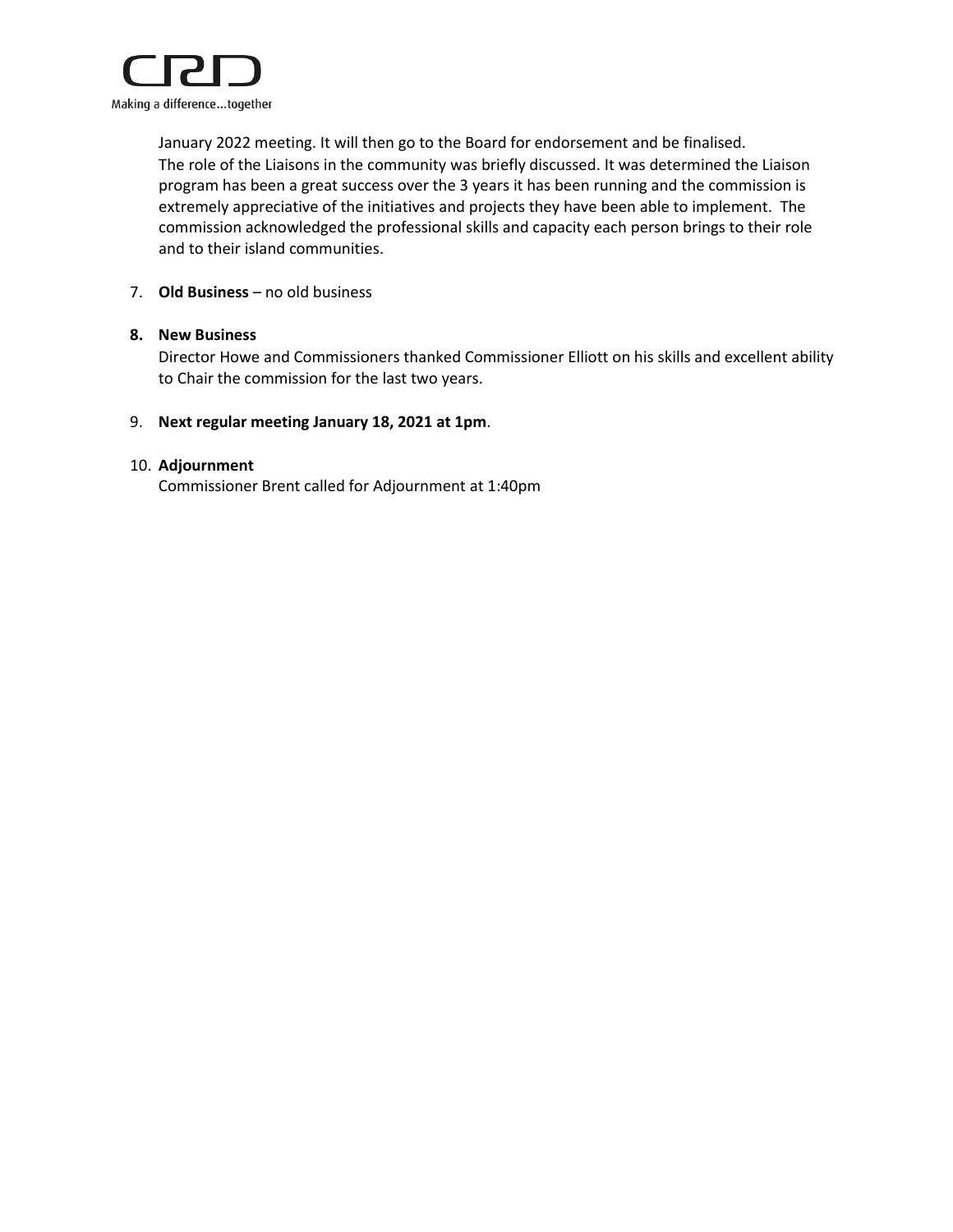January 2022 meeting. It will then go to the Board for endorsement and be finalised.
The role of the Liaisons in the community was briefly discussed. It was determined the Liaison program has been a great success over the 3 years it has been running and the commission is extremely appreciative of the initiatives and projects they have been able to implement. The commission acknowledged the professional skills and capacity each person brings to their role and to their island communities.

7. **Old Business** – no old business

8. **New Business**
   Director Howe and Commissioners thanked Commissioner Elliott on his skills and excellent ability to Chair the commission for the last two years.

9. **Next regular meeting January 18, 2021 at 1pm**.

10. **Adjournment**
    Commissioner Brent called for Adjournment at 1:40pm